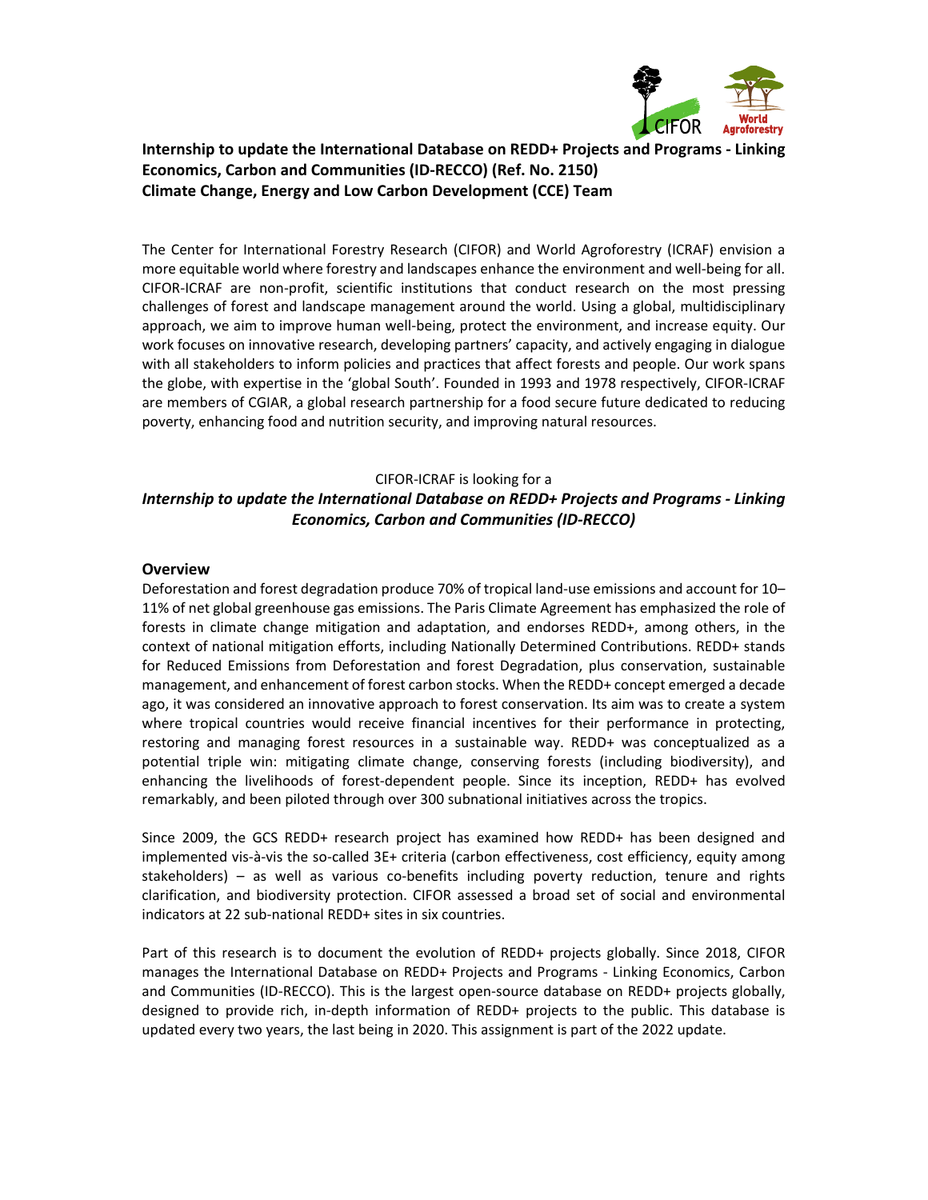**Internship to update the International Database on REDD+ Projects and Programs - Linking Economics, Carbon and Communities (ID-RECCO) (Ref. No. 2150)**
**Climate Change, Energy and Low Carbon Development (CCE) Team**

The Center for International Forestry Research (CIFOR) and World Agroforestry (ICRAF) envision a more equitable world where forestry and landscapes enhance the environment and well-being for all. CIFOR-ICRAF are non-profit, scientific institutions that conduct research on the most pressing challenges of forest and landscape management around the world. Using a global, multidisciplinary approach, we aim to improve human well-being, protect the environment, and increase equity. Our work focuses on innovative research, developing partners' capacity, and actively engaging in dialogue with all stakeholders to inform policies and practices that affect forests and people. Our work spans the globe, with expertise in the 'global South'. Founded in 1993 and 1978 respectively, CIFOR-ICRAF are members of CGIAR, a global research partnership for a food secure future dedicated to reducing poverty, enhancing food and nutrition security, and improving natural resources.

CIFOR-ICRAF is looking for a

***Internship to update the International Database on REDD+ Projects and Programs - Linking Economics, Carbon and Communities (ID-RECCO)***

## Overview

Deforestation and forest degradation produce 70% of tropical land-use emissions and account for 10–11% of net global greenhouse gas emissions. The Paris Climate Agreement has emphasized the role of forests in climate change mitigation and adaptation, and endorses REDD+, among others, in the context of national mitigation efforts, including Nationally Determined Contributions. REDD+ stands for Reduced Emissions from Deforestation and forest Degradation, plus conservation, sustainable management, and enhancement of forest carbon stocks. When the REDD+ concept emerged a decade ago, it was considered an innovative approach to forest conservation. Its aim was to create a system where tropical countries would receive financial incentives for their performance in protecting, restoring and managing forest resources in a sustainable way. REDD+ was conceptualized as a potential triple win: mitigating climate change, conserving forests (including biodiversity), and enhancing the livelihoods of forest-dependent people. Since its inception, REDD+ has evolved remarkably, and been piloted through over 300 subnational initiatives across the tropics.

Since 2009, the GCS REDD+ research project has examined how REDD+ has been designed and implemented vis-à-vis the so-called 3E+ criteria (carbon effectiveness, cost efficiency, equity among stakeholders) – as well as various co-benefits including poverty reduction, tenure and rights clarification, and biodiversity protection. CIFOR assessed a broad set of social and environmental indicators at 22 sub-national REDD+ sites in six countries.

Part of this research is to document the evolution of REDD+ projects globally. Since 2018, CIFOR manages the International Database on REDD+ Projects and Programs - Linking Economics, Carbon and Communities (ID-RECCO). This is the largest open-source database on REDD+ projects globally, designed to provide rich, in-depth information of REDD+ projects to the public. This database is updated every two years, the last being in 2020. This assignment is part of the 2022 update.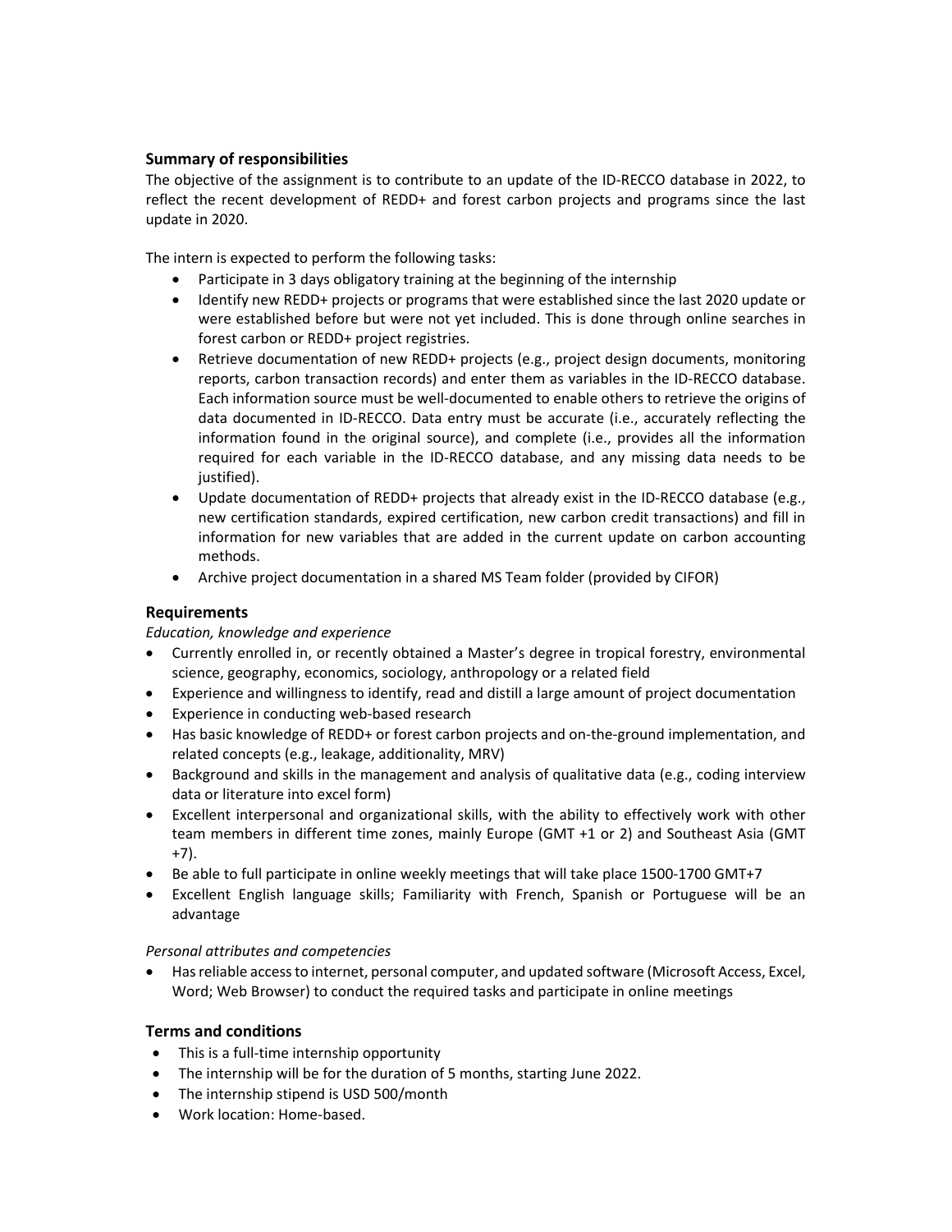## Summary of responsibilities

The objective of the assignment is to contribute to an update of the ID-RECCO database in 2022, to reflect the recent development of REDD+ and forest carbon projects and programs since the last update in 2020.

The intern is expected to perform the following tasks:

- Participate in 3 days obligatory training at the beginning of the internship
- Identify new REDD+ projects or programs that were established since the last 2020 update or were established before but were not yet included. This is done through online searches in forest carbon or REDD+ project registries.
- Retrieve documentation of new REDD+ projects (e.g., project design documents, monitoring reports, carbon transaction records) and enter them as variables in the ID-RECCO database. Each information source must be well-documented to enable others to retrieve the origins of data documented in ID-RECCO. Data entry must be accurate (i.e., accurately reflecting the information found in the original source), and complete (i.e., provides all the information required for each variable in the ID-RECCO database, and any missing data needs to be justified).
- Update documentation of REDD+ projects that already exist in the ID-RECCO database (e.g., new certification standards, expired certification, new carbon credit transactions) and fill in information for new variables that are added in the current update on carbon accounting methods.
- Archive project documentation in a shared MS Team folder (provided by CIFOR)

## Requirements

*Education, knowledge and experience*

- Currently enrolled in, or recently obtained a Master's degree in tropical forestry, environmental science, geography, economics, sociology, anthropology or a related field
- Experience and willingness to identify, read and distill a large amount of project documentation
- Experience in conducting web-based research
- Has basic knowledge of REDD+ or forest carbon projects and on-the-ground implementation, and related concepts (e.g., leakage, additionality, MRV)
- Background and skills in the management and analysis of qualitative data (e.g., coding interview data or literature into excel form)
- Excellent interpersonal and organizational skills, with the ability to effectively work with other team members in different time zones, mainly Europe (GMT +1 or 2) and Southeast Asia (GMT +7).
- Be able to full participate in online weekly meetings that will take place 1500-1700 GMT+7
- Excellent English language skills; Familiarity with French, Spanish or Portuguese will be an advantage

*Personal attributes and competencies*

- Has reliable access to internet, personal computer, and updated software (Microsoft Access, Excel, Word; Web Browser) to conduct the required tasks and participate in online meetings

## Terms and conditions

- This is a full-time internship opportunity
- The internship will be for the duration of 5 months, starting June 2022.
- The internship stipend is USD 500/month
- Work location: Home-based.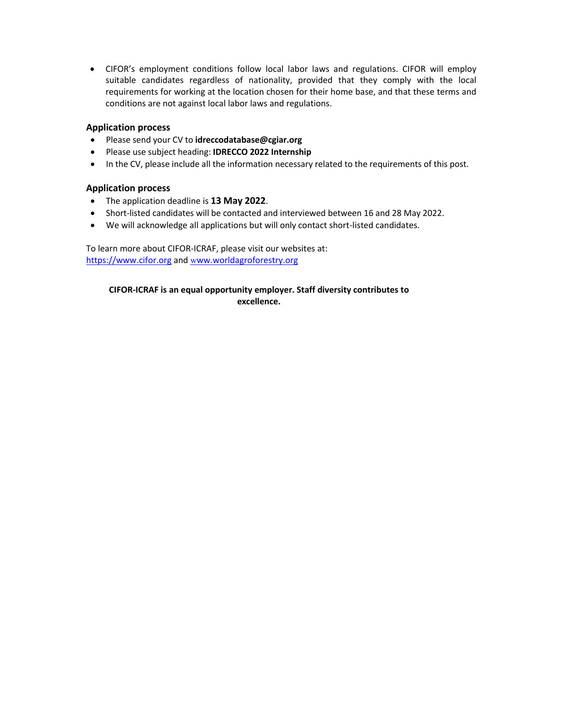- CIFOR's employment conditions follow local labor laws and regulations. CIFOR will employ suitable candidates regardless of nationality, provided that they comply with the local requirements for working at the location chosen for their home base, and that these terms and conditions are not against local labor laws and regulations.

### Application process

- Please send your CV to **idreccodatabase@cgiar.org**
- Please use subject heading: **IDRECCO 2022 Internship**
- In the CV, please include all the information necessary related to the requirements of this post.

### Application process

- The application deadline is **13 May 2022**.
- Short-listed candidates will be contacted and interviewed between 16 and 28 May 2022.
- We will acknowledge all applications but will only contact short-listed candidates.

To learn more about CIFOR-ICRAF, please visit our websites at:
https://www.cifor.org and www.worldagroforestry.org

**CIFOR-ICRAF is an equal opportunity employer. Staff diversity contributes to excellence.**